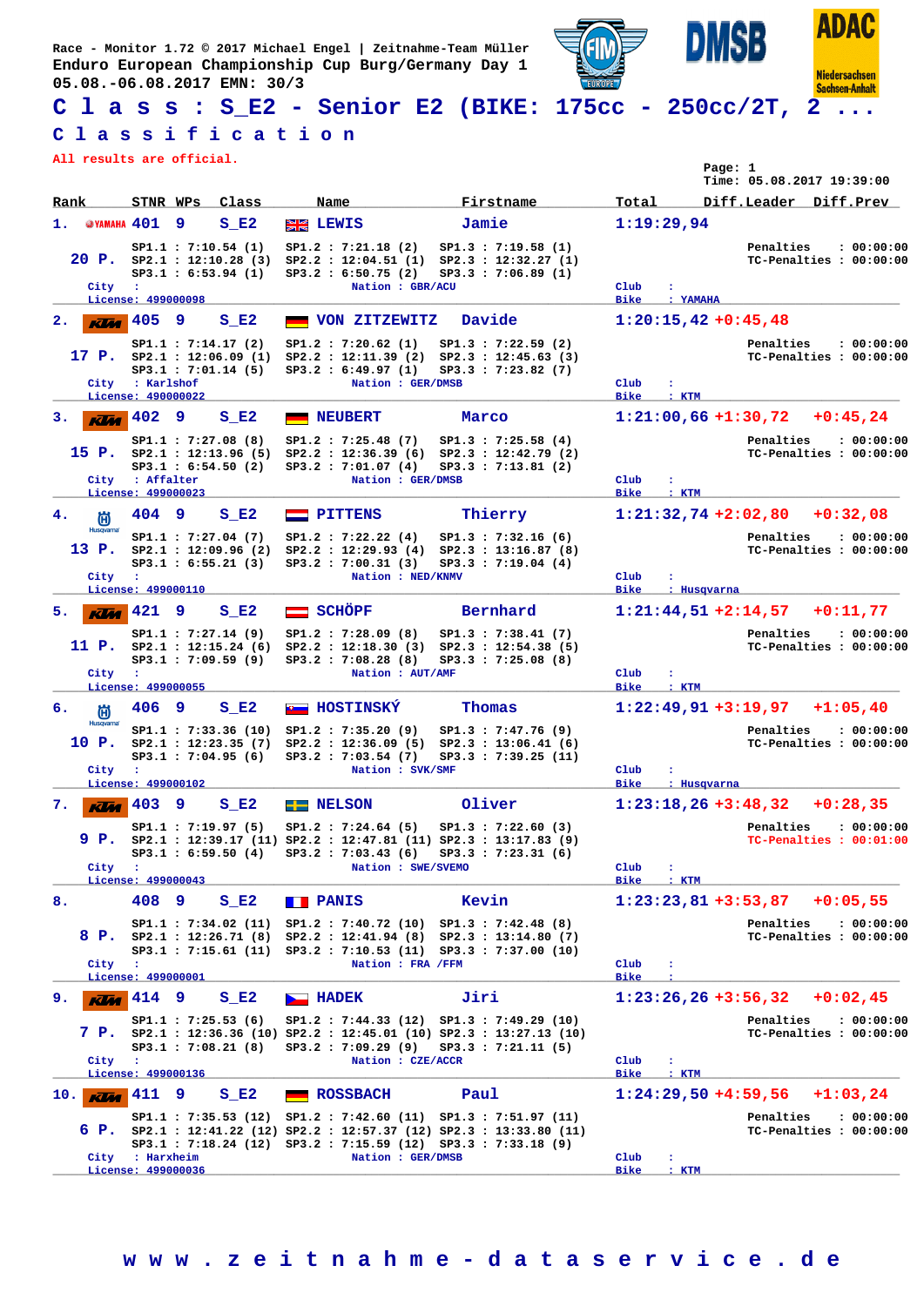Race - Monitor 1.72 © 2017 Michael Engel | Zeitnahme-Team Müller
Enduro European Championship Cup Burg/Germany Day 1
05.08.-06.08.2017 EMN: 30/3

# C l a s s : S_E2 - Senior E2 (BIKE: 175cc - 250cc/2T, 2 ...

## C l a s s i f i c a t i o n

All results are official.

Page: 1
Time: 05.08.2017 19:39:00

| Rank | STNR | WPs | Class | Name | Firstname | Total | Diff.Leader | Diff.Prev |
|---|---|---|---|---|---|---|---|---|
| 1. | 401 | 9 | S_E2 | LEWIS | Jamie | 1:19:29,94 | | |
| 2. | 405 | 9 | S_E2 | VON ZITZEWITZ | Davide | 1:20:15,42 | +0:45,48 | |
| 3. | 402 | 9 | S_E2 | NEUBERT | Marco | 1:21:00,66 | +1:30,72 | +0:45,24 |
| 4. | 404 | 9 | S_E2 | PITTENS | Thierry | 1:21:32,74 | +2:02,80 | +0:32,08 |
| 5. | 421 | 9 | S_E2 | SCHÖPF | Bernhard | 1:21:44,51 | +2:14,57 | +0:11,77 |
| 6. | 406 | 9 | S_E2 | HOSTINSKÝ | Thomas | 1:22:49,91 | +3:19,97 | +1:05,40 |
| 7. | 403 | 9 | S_E2 | NELSON | Oliver | 1:23:18,26 | +3:48,32 | +0:28,35 |
| 8. | 408 | 9 | S_E2 | PANIS | Kevin | 1:23:23,81 | +3:53,87 | +0:05,55 |
| 9. | 414 | 9 | S_E2 | HADEK | Jiri | 1:23:26,26 | +3:56,32 | +0:02,45 |
| 10. | 411 | 9 | S_E2 | ROSSBACH | Paul | 1:24:29,50 | +4:59,56 | +1:03,24 |

**1. 401 LEWIS Jamie** — YAMAHA — 20 P.
SP1.1 : 7:10.54 (1) SP1.2 : 7:21.18 (2) SP1.3 : 7:19.58 (1)
SP2.1 : 12:10.28 (3) SP2.2 : 12:04.51 (1) SP2.3 : 12:32.27 (1)
SP3.1 : 6:53.94 (1) SP3.2 : 6:50.75 (2) SP3.3 : 7:06.89 (1)
Penalties : 00:00:00 — TC-Penalties : 00:00:00
City : — Nation : GBR/ACU — Club : — Bike : YAMAHA
License: 499000098

**2. 405 VON ZITZEWITZ Davide** — KTM — 17 P.
SP1.1 : 7:14.17 (2) SP1.2 : 7:20.62 (1) SP1.3 : 7:22.59 (2)
SP2.1 : 12:06.09 (1) SP2.2 : 12:11.39 (2) SP2.3 : 12:45.63 (3)
SP3.1 : 7:01.14 (5) SP3.2 : 6:49.97 (1) SP3.3 : 7:23.82 (7)
Penalties : 00:00:00 — TC-Penalties : 00:00:00
City : Karlshof — Nation : GER/DMSB — Club : — Bike : KTM
License: 490000022

**3. 402 NEUBERT Marco** — KTM — 15 P.
SP1.1 : 7:27.08 (8) SP1.2 : 7:25.48 (7) SP1.3 : 7:25.58 (4)
SP2.1 : 12:13.96 (5) SP2.2 : 12:36.39 (6) SP2.3 : 12:42.79 (2)
SP3.1 : 6:54.50 (2) SP3.2 : 7:01.07 (4) SP3.3 : 7:13.81 (2)
Penalties : 00:00:00 — TC-Penalties : 00:00:00
City : Affalter — Nation : GER/DMSB — Club : — Bike : KTM
License: 499000023

**4. 404 PITTENS Thierry** — Husqvarna — 13 P.
SP1.1 : 7:27.04 (7) SP1.2 : 7:22.22 (4) SP1.3 : 7:32.16 (6)
SP2.1 : 12:09.96 (2) SP2.2 : 12:29.93 (4) SP2.3 : 13:16.87 (8)
SP3.1 : 6:55.21 (3) SP3.2 : 7:00.31 (3) SP3.3 : 7:19.04 (4)
Penalties : 00:00:00 — TC-Penalties : 00:00:00
City : — Nation : NED/KNMV — Club : — Bike : Husqvarna
License: 499000110

**5. 421 SCHÖPF Bernhard** — KTM — 11 P.
SP1.1 : 7:27.14 (9) SP1.2 : 7:28.09 (8) SP1.3 : 7:38.41 (7)
SP2.1 : 12:15.24 (6) SP2.2 : 12:18.30 (3) SP2.3 : 12:54.38 (5)
SP3.1 : 7:09.59 (9) SP3.2 : 7:08.28 (8) SP3.3 : 7:25.08 (8)
Penalties : 00:00:00 — TC-Penalties : 00:00:00
City : — Nation : AUT/AMF — Club : — Bike : KTM
License: 499000055

**6. 406 HOSTINSKÝ Thomas** — Husqvarna — 10 P.
SP1.1 : 7:33.36 (10) SP1.2 : 7:35.20 (9) SP1.3 : 7:47.76 (9)
SP2.1 : 12:23.35 (7) SP2.2 : 12:36.09 (5) SP2.3 : 13:06.41 (6)
SP3.1 : 7:04.95 (6) SP3.2 : 7:03.54 (7) SP3.3 : 7:39.25 (11)
Penalties : 00:00:00 — TC-Penalties : 00:00:00
City : — Nation : SVK/SMF — Club : — Bike : Husqvarna
License: 499000102

**7. 403 NELSON Oliver** — KTM — 9 P.
SP1.1 : 7:19.97 (5) SP1.2 : 7:24.64 (5) SP1.3 : 7:22.60 (3)
SP2.1 : 12:39.17 (11) SP2.2 : 12:47.81 (11) SP2.3 : 13:17.83 (9)
SP3.1 : 6:59.50 (4) SP3.2 : 7:03.43 (6) SP3.3 : 7:23.31 (6)
Penalties : 00:00:00 — TC-Penalties : 00:01:00
City : — Nation : SWE/SVEMO — Club : — Bike : KTM
License: 499000043

**8. 408 PANIS Kevin** — 8 P.
SP1.1 : 7:34.02 (11) SP1.2 : 7:40.72 (10) SP1.3 : 7:42.48 (8)
SP2.1 : 12:26.71 (8) SP2.2 : 12:41.94 (8) SP2.3 : 13:14.80 (7)
SP3.1 : 7:15.61 (11) SP3.2 : 7:10.53 (11) SP3.3 : 7:37.00 (10)
Penalties : 00:00:00 — TC-Penalties : 00:00:00
City : — Nation : FRA /FFM — Club : — Bike :
License: 499000001

**9. 414 HADEK Jiri** — KTM — 7 P.
SP1.1 : 7:25.53 (6) SP1.2 : 7:44.33 (12) SP1.3 : 7:49.29 (10)
SP2.1 : 12:36.36 (10) SP2.2 : 12:45.01 (10) SP2.3 : 13:27.13 (10)
SP3.1 : 7:08.21 (8) SP3.2 : 7:09.29 (9) SP3.3 : 7:21.11 (5)
Penalties : 00:00:00 — TC-Penalties : 00:00:00
City : — Nation : CZE/ACCR — Club : — Bike : KTM
License: 499000136

**10. 411 ROSSBACH Paul** — KTM — 6 P.
SP1.1 : 7:35.53 (12) SP1.2 : 7:42.60 (11) SP1.3 : 7:51.97 (11)
SP2.1 : 12:41.22 (12) SP2.2 : 12:57.37 (12) SP2.3 : 13:33.80 (11)
SP3.1 : 7:18.24 (12) SP3.2 : 7:15.59 (12) SP3.3 : 7:33.18 (9)
Penalties : 00:00:00 — TC-Penalties : 00:00:00
City : Harxheim — Nation : GER/DMSB — Club : — Bike : KTM
License: 499000036

w w w . z e i t n a h m e - d a t a s e r v i c e . d e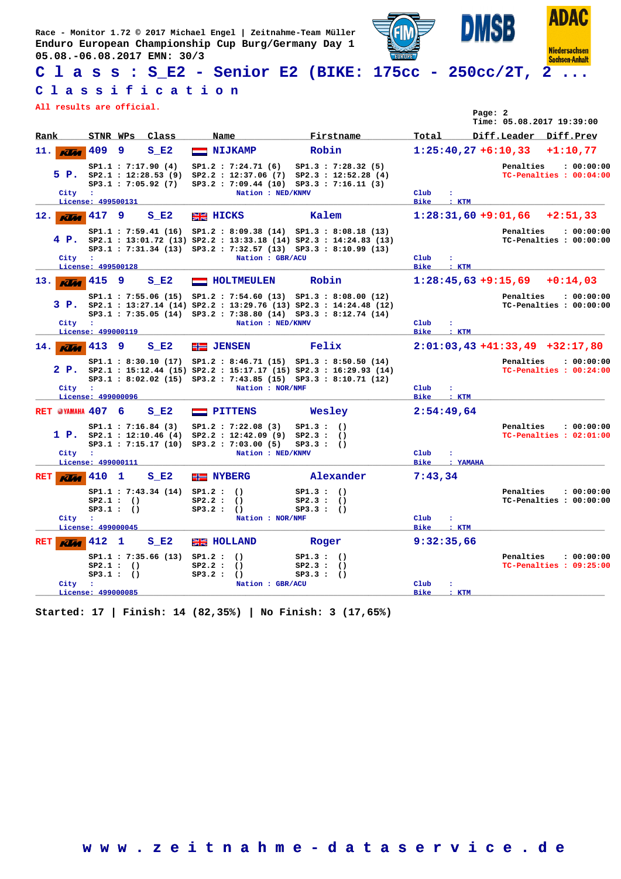Race - Monitor 1.72 © 2017 Michael Engel | Zeitnahme-Team Müller
Enduro European Championship Cup Burg/Germany Day 1
05.08.-06.08.2017 EMN: 30/3

# C l a s s : S_E2 - Senior E2 (BIKE: 175cc - 250cc/2T, 2 ...

## C l a s s i f i c a t i o n

All results are official.

Page: 2
Time: 05.08.2017 19:39:00

| Rank | STNR | WPs | Class | Name | Firstname | Total | Diff.Leader | Diff.Prev |
|---|---|---|---|---|---|---|---|---|
| 11. | 409 | 9 | S_E2 | NIJKAMP | Robin | 1:25:40,27 | +6:10,33 | +1:10,77 |
| 5 P. | SP1.1 : 7:17.90 (4) SP2.1 : 12:28.53 (9) SP3.1 : 7:05.92 (7) | | | SP1.2 : 7:24.71 (6) SP2.2 : 12:37.06 (7) SP3.2 : 7:09.44 (10) | SP1.3 : 7:28.32 (5) SP2.3 : 12:52.28 (4) SP3.3 : 7:16.11 (3) | | Penalties : 00:00:00 | TC-Penalties : 00:04:00 |
| | City : License: 499500131 | | | Nation : NED/KNMV | | Club : Bike : KTM | | |
| 12. | 417 | 9 | S_E2 | HICKS | Kalem | 1:28:31,60 | +9:01,66 | +2:51,33 |
| 4 P. | SP1.1 : 7:59.41 (16) SP2.1 : 13:01.72 (13) SP3.1 : 7:31.34 (13) | | | SP1.2 : 8:09.38 (14) SP2.2 : 13:33.18 (14) SP3.2 : 7:32.57 (13) | SP1.3 : 8:08.18 (13) SP2.3 : 14:24.83 (13) SP3.3 : 8:10.99 (13) | | Penalties : 00:00:00 | TC-Penalties : 00:00:00 |
| | City : License: 499500128 | | | Nation : GBR/ACU | | Club : Bike : KTM | | |
| 13. | 415 | 9 | S_E2 | HOLTMEULEN | Robin | 1:28:45,63 | +9:15,69 | +0:14,03 |
| 3 P. | SP1.1 : 7:55.06 (15) SP2.1 : 13:27.14 (14) SP3.1 : 7:35.05 (14) | | | SP1.2 : 7:54.60 (13) SP2.2 : 13:29.76 (13) SP3.2 : 7:38.80 (14) | SP1.3 : 8:08.00 (12) SP2.3 : 14:24.48 (12) SP3.3 : 8:12.74 (14) | | Penalties : 00:00:00 | TC-Penalties : 00:00:00 |
| | City : License: 499000119 | | | Nation : NED/KNMV | | Club : Bike : KTM | | |
| 14. | 413 | 9 | S_E2 | JENSEN | Felix | 2:01:03,43 | +41:33,49 | +32:17,80 |
| 2 P. | SP1.1 : 8:30.10 (17) SP2.1 : 15:12.44 (15) SP3.1 : 8:02.02 (15) | | | SP1.2 : 8:46.71 (15) SP2.2 : 15:17.17 (15) SP3.2 : 7:43.85 (15) | SP1.3 : 8:50.50 (14) SP2.3 : 16:29.93 (14) SP3.3 : 8:10.71 (12) | | Penalties : 00:00:00 | TC-Penalties : 00:24:00 |
| | City : License: 499000096 | | | Nation : NOR/NMF | | Club : Bike : KTM | | |
| RET | 407 | 6 | S_E2 | PITTENS | Wesley | 2:54:49,64 | | |
| 1 P. | SP1.1 : 7:16.84 (3) SP2.1 : 12:10.46 (4) SP3.1 : 7:15.17 (10) | | | SP1.2 : 7:22.08 (3) SP2.2 : 12:42.09 (9) SP3.2 : 7:03.00 (5) | SP1.3 : () SP2.3 : () SP3.3 : () | | Penalties : 00:00:00 | TC-Penalties : 02:01:00 |
| | City : License: 499000111 | | | Nation : NED/KNMV | | Club : Bike : YAMAHA | | |
| RET | 410 | 1 | S_E2 | NYBERG | Alexander | 7:43,34 | | |
| | SP1.1 : 7:43.34 (14) SP2.1 : () SP3.1 : () | | | SP1.2 : () SP2.2 : () SP3.2 : () | SP1.3 : () SP2.3 : () SP3.3 : () | | Penalties : 00:00:00 | TC-Penalties : 00:00:00 |
| | City : License: 499000045 | | | Nation : NOR/NMF | | Club : Bike : KTM | | |
| RET | 412 | 1 | S_E2 | HOLLAND | Roger | 9:32:35,66 | | |
| | SP1.1 : 7:35.66 (13) SP2.1 : () SP3.1 : () | | | SP1.2 : () SP2.2 : () SP3.2 : () | SP1.3 : () SP2.3 : () SP3.3 : () | | Penalties : 00:00:00 | TC-Penalties : 09:25:00 |
| | City : License: 499000085 | | | Nation : GBR/ACU | | Club : Bike : KTM | | |

Started: 17 | Finish: 14 (82,35%) | No Finish: 3 (17,65%)

w w w . z e i t n a h m e - d a t a s e r v i c e . d e